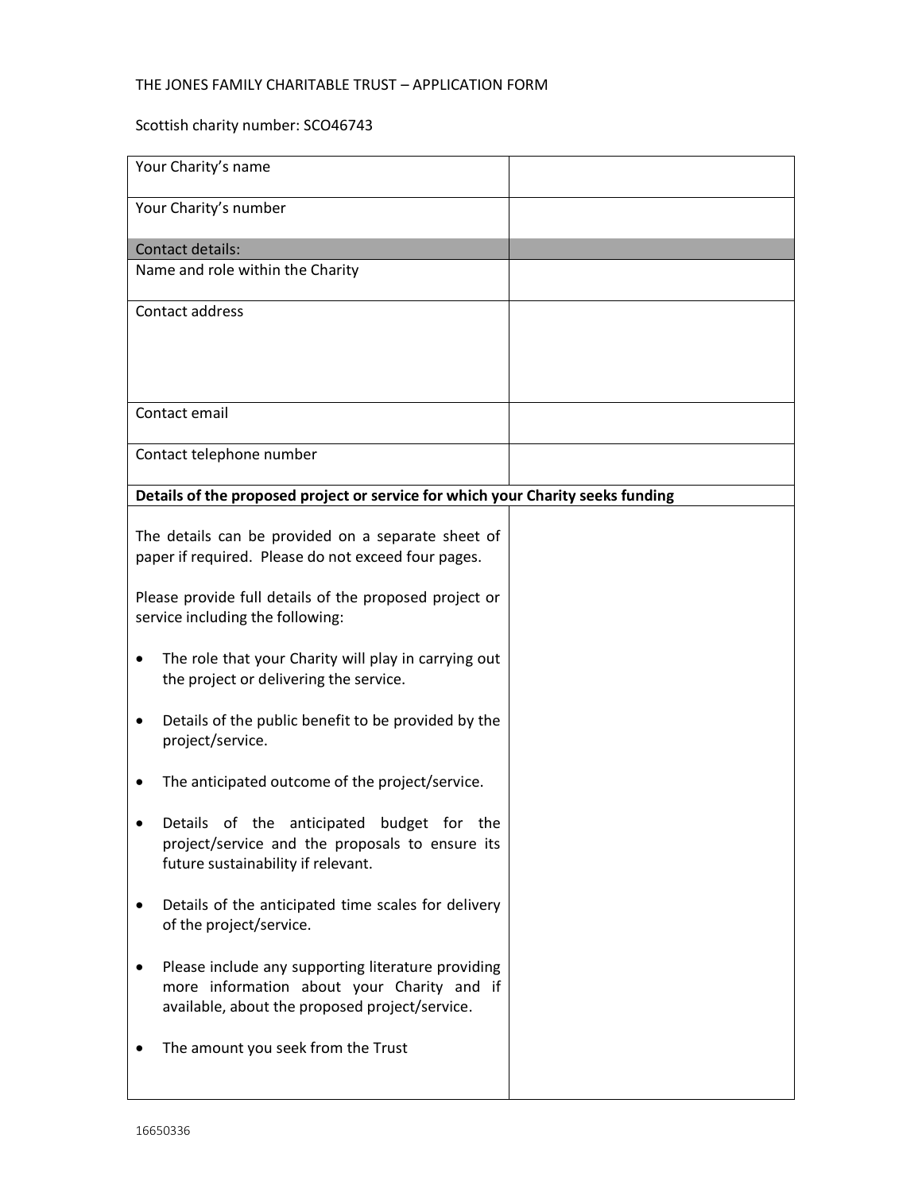THE JONES FAMILY CHARITABLE TRUST – APPLICATION FORM

Scottish charity number: SCO46743

| Your Charity's name | |
|---|---|
| Your Charity's number | |
| Contact details: | |
| Name and role within the Charity | |
| Contact address | |
| Contact email | |
| Contact telephone number | |
| **Details of the proposed project or service for which your Charity seeks funding** | |
| The details can be provided on a separate sheet of paper if required. Please do not exceed four pages.<br><br>Please provide full details of the proposed project or service including the following:<br><br>• The role that your Charity will play in carrying out the project or delivering the service.<br><br>• Details of the public benefit to be provided by the project/service.<br><br>• The anticipated outcome of the project/service.<br><br>• Details of the anticipated budget for the project/service and the proposals to ensure its future sustainability if relevant.<br><br>• Details of the anticipated time scales for delivery of the project/service.<br><br>• Please include any supporting literature providing more information about your Charity and if available, about the proposed project/service.<br><br>• The amount you seek from the Trust | |

16650336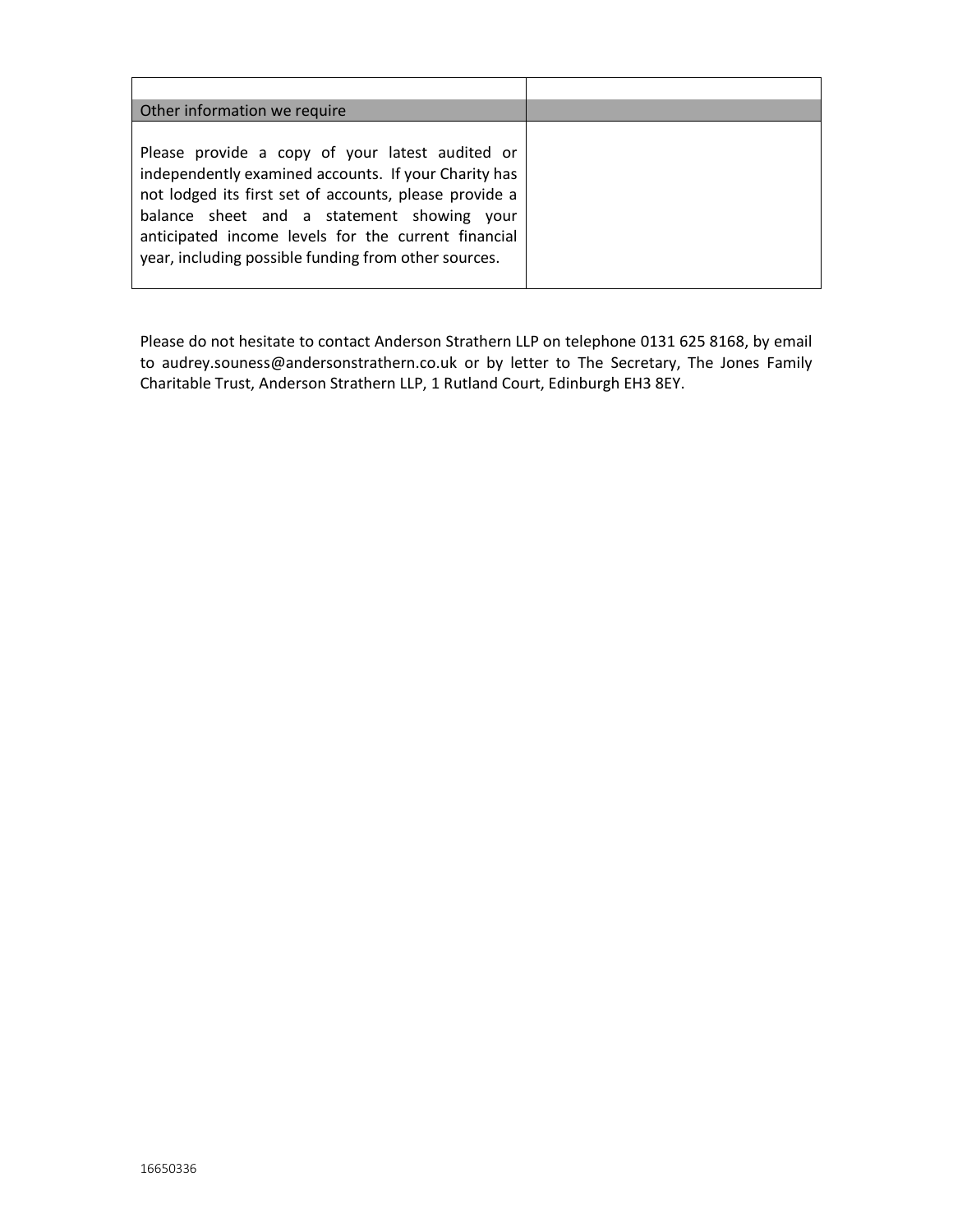| | |
|---|---|
| Other information we require | |
| Please provide a copy of your latest audited or independently examined accounts. If your Charity has not lodged its first set of accounts, please provide a balance sheet and a statement showing your anticipated income levels for the current financial year, including possible funding from other sources. | |

Please do not hesitate to contact Anderson Strathern LLP on telephone 0131 625 8168, by email to audrey.souness@andersonstrathern.co.uk or by letter to The Secretary, The Jones Family Charitable Trust, Anderson Strathern LLP, 1 Rutland Court, Edinburgh EH3 8EY.

16650336